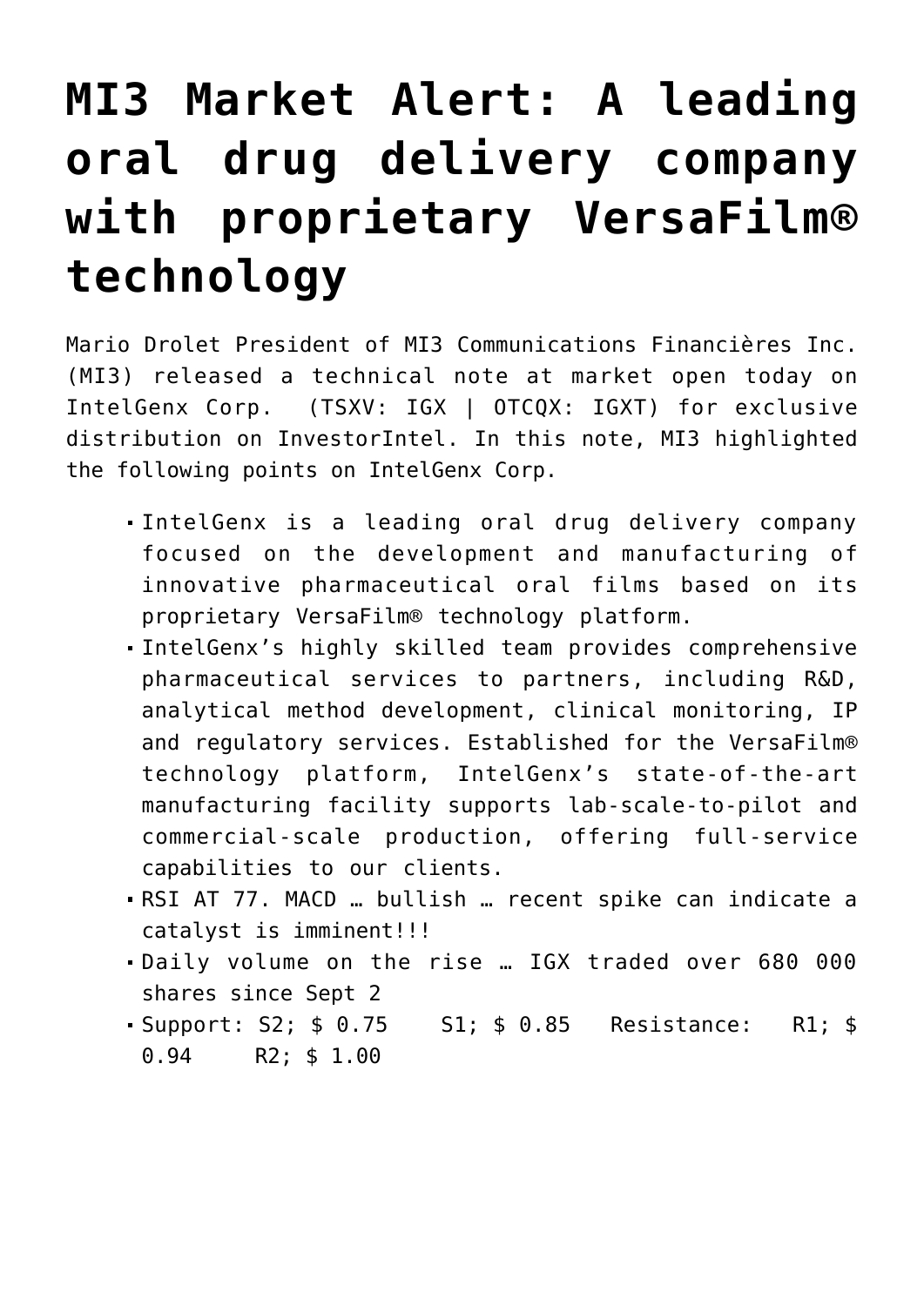# MI3 Market Alert: A leading oral drug delivery company with proprietary VersaFilm® technology

Mario Drolet President of MI3 Communications Financières Inc. (MI3) released a technical note at market open today on IntelGenx Corp. (TSXV: IGX | OTCQX: IGXT) for exclusive distribution on InvestorIntel. In this note, MI3 highlighted the following points on IntelGenx Corp.

- IntelGenx is a leading oral drug delivery company focused on the development and manufacturing of innovative pharmaceutical oral films based on its proprietary VersaFilm® technology platform.
- IntelGenx's highly skilled team provides comprehensive pharmaceutical services to partners, including R&D, analytical method development, clinical monitoring, IP and regulatory services. Established for the VersaFilm® technology platform, IntelGenx's state-of-the-art manufacturing facility supports lab-scale-to-pilot and commercial-scale production, offering full-service capabilities to our clients.
- RSI AT 77. MACD … bullish … recent spike can indicate a catalyst is imminent!!!
- Daily volume on the rise … IGX traded over 680 000 shares since Sept 2
- Support: S2; $ 0.75 S1; $ 0.85 Resistance: R1; $ 0.94 R2; $ 1.00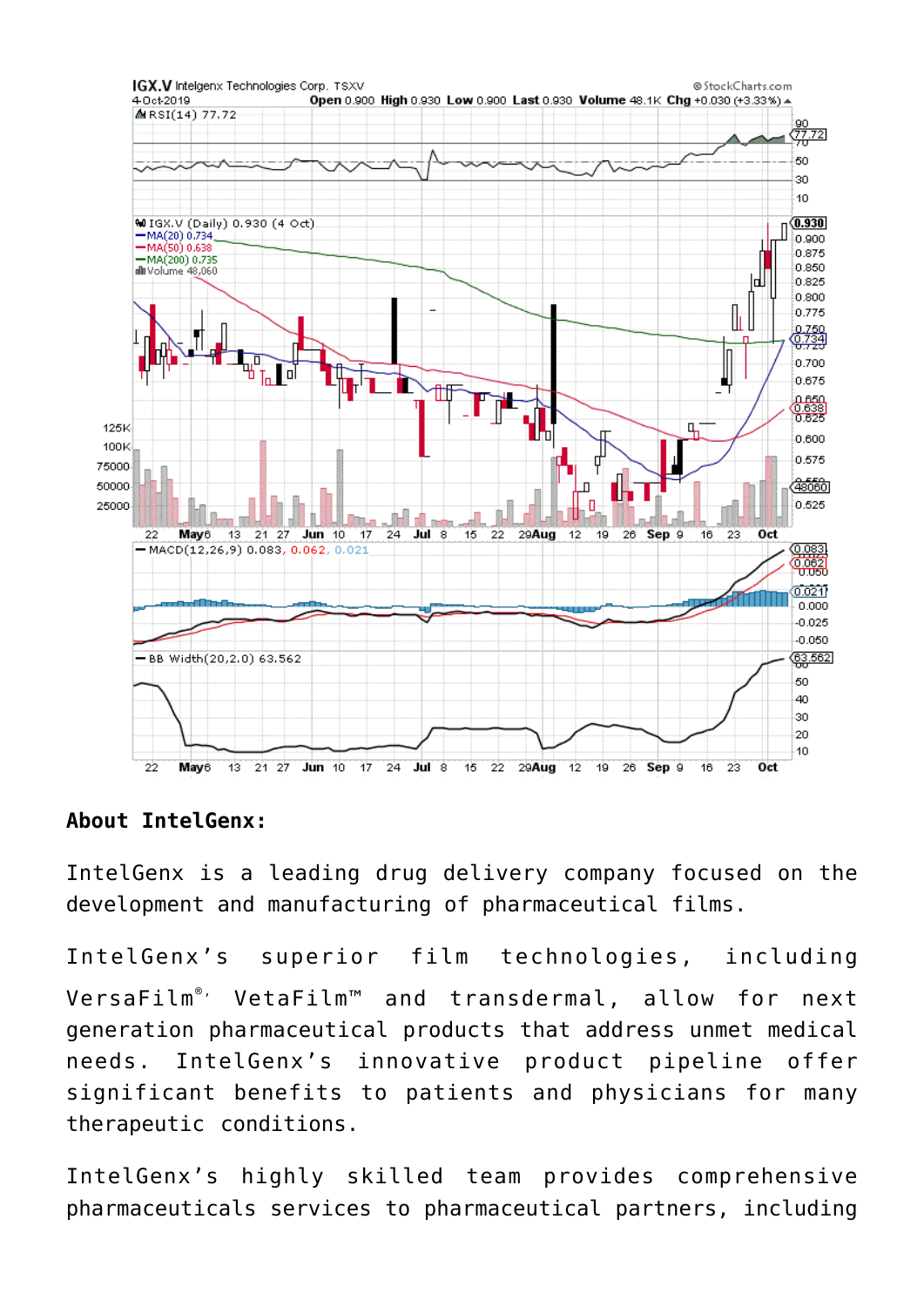**About IntelGenx:**

IntelGenx is a leading drug delivery company focused on the development and manufacturing of pharmaceutical films.

IntelGenx's superior film technologies, including VersaFilm®, VetaFilm™ and transdermal, allow for next generation pharmaceutical products that address unmet medical needs. IntelGenx's innovative product pipeline offer significant benefits to patients and physicians for many therapeutic conditions.

IntelGenx's highly skilled team provides comprehensive pharmaceuticals services to pharmaceutical partners, including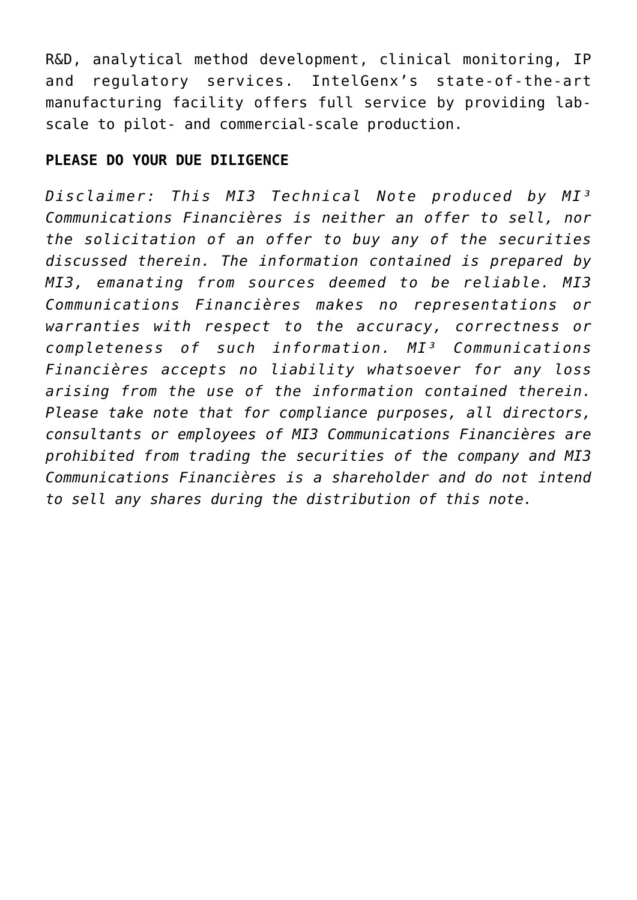R&D, analytical method development, clinical monitoring, IP and regulatory services. IntelGenx's state-of-the-art manufacturing facility offers full service by providing lab-scale to pilot- and commercial-scale production.

**PLEASE DO YOUR DUE DILIGENCE**

*Disclaimer: This MI3 Technical Note produced by MI³ Communications Financières is neither an offer to sell, nor the solicitation of an offer to buy any of the securities discussed therein. The information contained is prepared by MI3, emanating from sources deemed to be reliable. MI3 Communications Financières makes no representations or warranties with respect to the accuracy, correctness or completeness of such information. MI³ Communications Financières accepts no liability whatsoever for any loss arising from the use of the information contained therein. Please take note that for compliance purposes, all directors, consultants or employees of MI3 Communications Financières are prohibited from trading the securities of the company and MI3 Communications Financières is a shareholder and do not intend to sell any shares during the distribution of this note.*